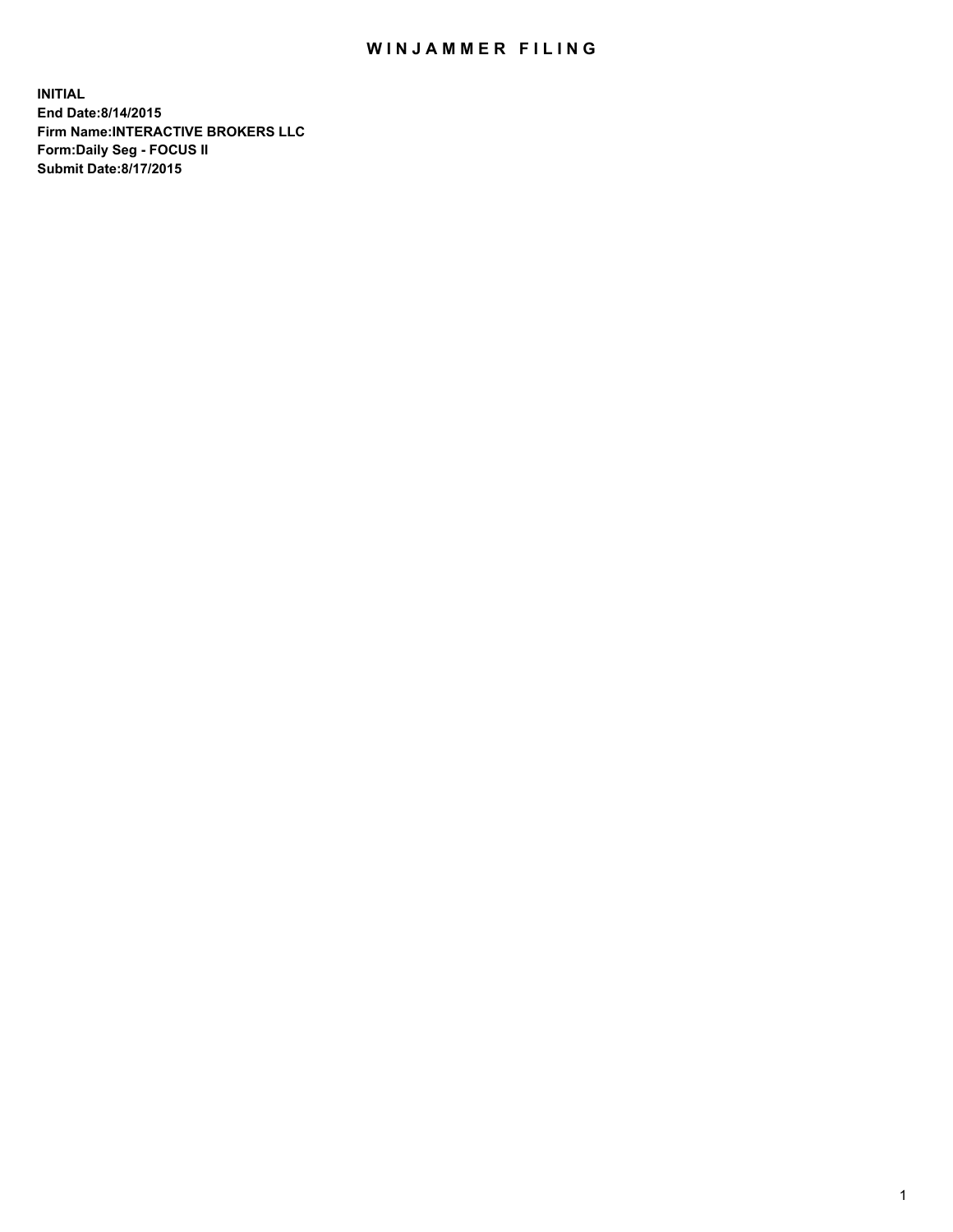# WINJAMMER FILING

**INITIAL**
**End Date:8/14/2015**
**Firm Name:INTERACTIVE BROKERS LLC**
**Form:Daily Seg - FOCUS II**
**Submit Date:8/17/2015**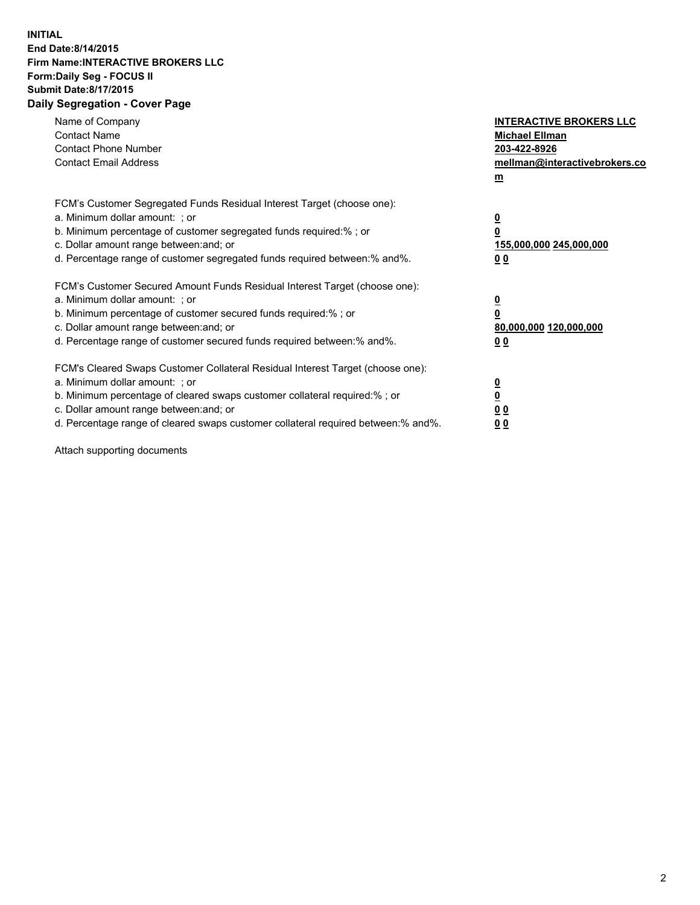**INITIAL**
**End Date:8/14/2015**
**Firm Name:INTERACTIVE BROKERS LLC**
**Form:Daily Seg - FOCUS II**
**Submit Date:8/17/2015**
**Daily Segregation - Cover Page**

| | |
|---|---|
| Name of Company | **INTERACTIVE BROKERS LLC** |
| Contact Name | **Michael Ellman** |
| Contact Phone Number | **203-422-8926** |
| Contact Email Address | **mellman@interactivebrokers.com** |

| | |
|---|---|
| FCM's Customer Segregated Funds Residual Interest Target (choose one): | |
| a. Minimum dollar amount: ; or | **0** |
| b. Minimum percentage of customer segregated funds required:% ; or | **0** |
| c. Dollar amount range between:and; or | **155,000,000 245,000,000** |
| d. Percentage range of customer segregated funds required between:% and%. | **0 0** |
| FCM's Customer Secured Amount Funds Residual Interest Target (choose one): | |
| a. Minimum dollar amount: ; or | **0** |
| b. Minimum percentage of customer secured funds required:% ; or | **0** |
| c. Dollar amount range between:and; or | **80,000,000 120,000,000** |
| d. Percentage range of customer secured funds required between:% and%. | **0 0** |
| FCM's Cleared Swaps Customer Collateral Residual Interest Target (choose one): | |
| a. Minimum dollar amount: ; or | **0** |
| b. Minimum percentage of cleared swaps customer collateral required:% ; or | **0** |
| c. Dollar amount range between:and; or | **0 0** |
| d. Percentage range of cleared swaps customer collateral required between:% and%. | **0 0** |

Attach supporting documents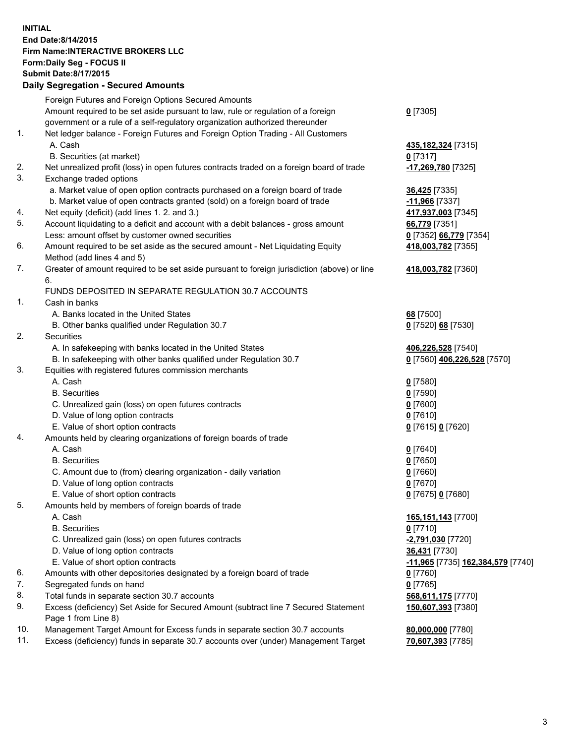**INITIAL**
**End Date:8/14/2015**
**Firm Name:INTERACTIVE BROKERS LLC**
**Form:Daily Seg - FOCUS II**
**Submit Date:8/17/2015**

## Daily Segregation - Secured Amounts

| | | |
|---|---|---|
| | Foreign Futures and Foreign Options Secured Amounts | |
| | Amount required to be set aside pursuant to law, rule or regulation of a foreign government or a rule of a self-regulatory organization authorized thereunder | **0** [7305] |
| 1. | Net ledger balance - Foreign Futures and Foreign Option Trading - All Customers | |
| | A. Cash | **435,182,324** [7315] |
| | B. Securities (at market) | **0** [7317] |
| 2. | Net unrealized profit (loss) in open futures contracts traded on a foreign board of trade | **-17,269,780** [7325] |
| 3. | Exchange traded options | |
| | a. Market value of open option contracts purchased on a foreign board of trade | **36,425** [7335] |
| | b. Market value of open contracts granted (sold) on a foreign board of trade | **-11,966** [7337] |
| 4. | Net equity (deficit) (add lines 1. 2. and 3.) | **417,937,003** [7345] |
| 5. | Account liquidating to a deficit and account with a debit balances - gross amount | **66,779** [7351] |
| | Less: amount offset by customer owned securities | **0** [7352] **66,779** [7354] |
| 6. | Amount required to be set aside as the secured amount - Net Liquidating Equity Method (add lines 4 and 5) | **418,003,782** [7355] |
| 7. | Greater of amount required to be set aside pursuant to foreign jurisdiction (above) or line 6. | **418,003,782** [7360] |
| | FUNDS DEPOSITED IN SEPARATE REGULATION 30.7 ACCOUNTS | |
| 1. | Cash in banks | |
| | A. Banks located in the United States | **68** [7500] |
| | B. Other banks qualified under Regulation 30.7 | **0** [7520] **68** [7530] |
| 2. | Securities | |
| | A. In safekeeping with banks located in the United States | **406,226,528** [7540] |
| | B. In safekeeping with other banks qualified under Regulation 30.7 | **0** [7560] **406,226,528** [7570] |
| 3. | Equities with registered futures commission merchants | |
| | A. Cash | **0** [7580] |
| | B. Securities | **0** [7590] |
| | C. Unrealized gain (loss) on open futures contracts | **0** [7600] |
| | D. Value of long option contracts | **0** [7610] |
| | E. Value of short option contracts | **0** [7615] **0** [7620] |
| 4. | Amounts held by clearing organizations of foreign boards of trade | |
| | A. Cash | **0** [7640] |
| | B. Securities | **0** [7650] |
| | C. Amount due to (from) clearing organization - daily variation | **0** [7660] |
| | D. Value of long option contracts | **0** [7670] |
| | E. Value of short option contracts | **0** [7675] **0** [7680] |
| 5. | Amounts held by members of foreign boards of trade | |
| | A. Cash | **165,151,143** [7700] |
| | B. Securities | **0** [7710] |
| | C. Unrealized gain (loss) on open futures contracts | **-2,791,030** [7720] |
| | D. Value of long option contracts | **36,431** [7730] |
| | E. Value of short option contracts | **-11,965** [7735] **162,384,579** [7740] |
| 6. | Amounts with other depositories designated by a foreign board of trade | **0** [7760] |
| 7. | Segregated funds on hand | **0** [7765] |
| 8. | Total funds in separate section 30.7 accounts | **568,611,175** [7770] |
| 9. | Excess (deficiency) Set Aside for Secured Amount (subtract line 7 Secured Statement Page 1 from Line 8) | **150,607,393** [7380] |
| 10. | Management Target Amount for Excess funds in separate section 30.7 accounts | **80,000,000** [7780] |
| 11. | Excess (deficiency) funds in separate 30.7 accounts over (under) Management Target | **70,607,393** [7785] |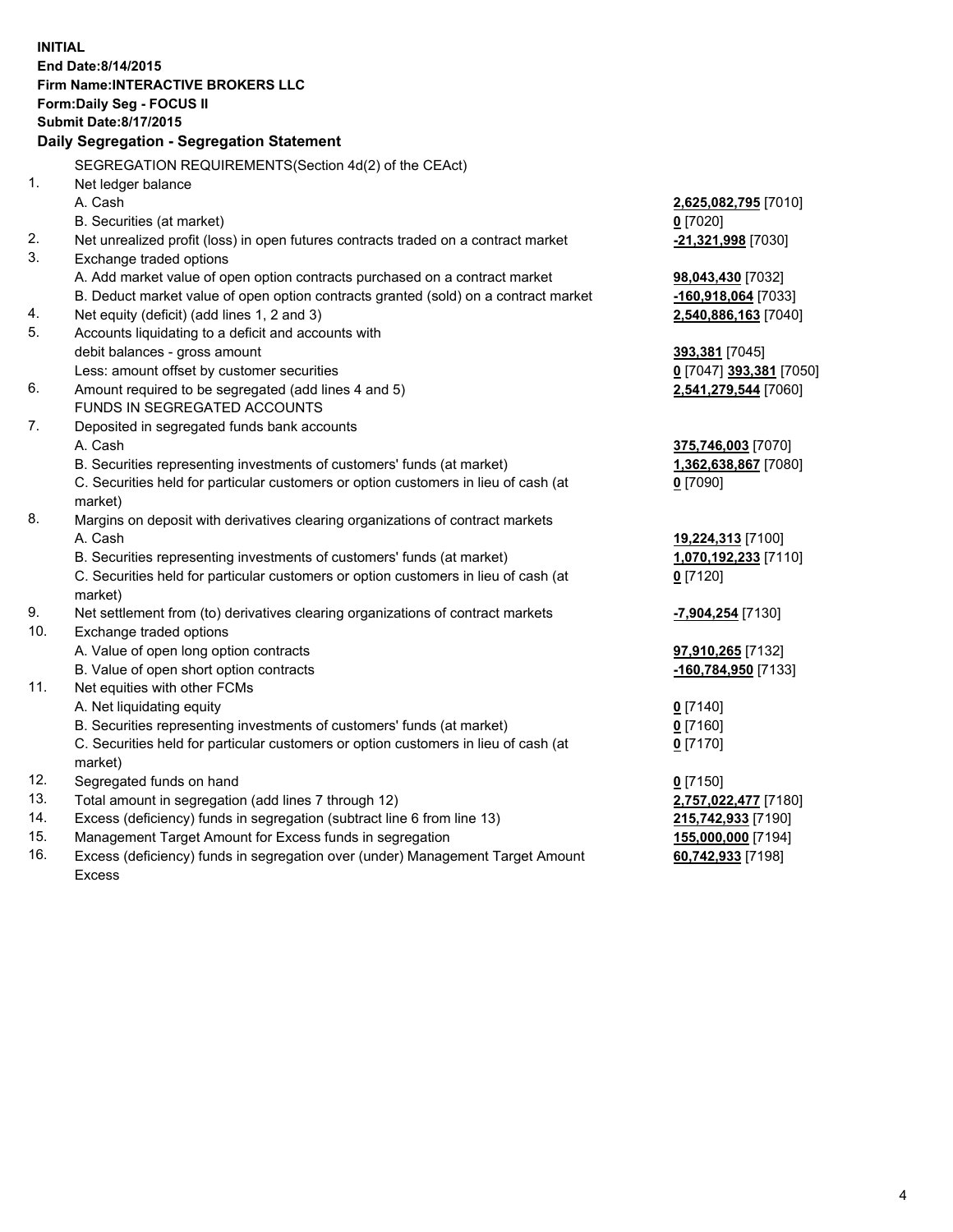**INITIAL**
**End Date:8/14/2015**
**Firm Name:INTERACTIVE BROKERS LLC**
**Form:Daily Seg - FOCUS II**
**Submit Date:8/17/2015**

## Daily Segregation - Segregation Statement

| | | |
|---|---|---|
| | SEGREGATION REQUIREMENTS(Section 4d(2) of the CEAct) | |
| 1. | Net ledger balance | |
| | A. Cash | **2,625,082,795** [7010] |
| | B. Securities (at market) | **0** [7020] |
| 2. | Net unrealized profit (loss) in open futures contracts traded on a contract market | **-21,321,998** [7030] |
| 3. | Exchange traded options | |
| | A. Add market value of open option contracts purchased on a contract market | **98,043,430** [7032] |
| | B. Deduct market value of open option contracts granted (sold) on a contract market | **-160,918,064** [7033] |
| 4. | Net equity (deficit) (add lines 1, 2 and 3) | **2,540,886,163** [7040] |
| 5. | Accounts liquidating to a deficit and accounts with | |
| | debit balances - gross amount | **393,381** [7045] |
| | Less: amount offset by customer securities | **0** [7047] **393,381** [7050] |
| 6. | Amount required to be segregated (add lines 4 and 5) | **2,541,279,544** [7060] |
| | FUNDS IN SEGREGATED ACCOUNTS | |
| 7. | Deposited in segregated funds bank accounts | |
| | A. Cash | **375,746,003** [7070] |
| | B. Securities representing investments of customers' funds (at market) | **1,362,638,867** [7080] |
| | C. Securities held for particular customers or option customers in lieu of cash (at market) | **0** [7090] |
| 8. | Margins on deposit with derivatives clearing organizations of contract markets | |
| | A. Cash | **19,224,313** [7100] |
| | B. Securities representing investments of customers' funds (at market) | **1,070,192,233** [7110] |
| | C. Securities held for particular customers or option customers in lieu of cash (at market) | **0** [7120] |
| 9. | Net settlement from (to) derivatives clearing organizations of contract markets | **-7,904,254** [7130] |
| 10. | Exchange traded options | |
| | A. Value of open long option contracts | **97,910,265** [7132] |
| | B. Value of open short option contracts | **-160,784,950** [7133] |
| 11. | Net equities with other FCMs | |
| | A. Net liquidating equity | **0** [7140] |
| | B. Securities representing investments of customers' funds (at market) | **0** [7160] |
| | C. Securities held for particular customers or option customers in lieu of cash (at market) | **0** [7170] |
| 12. | Segregated funds on hand | **0** [7150] |
| 13. | Total amount in segregation (add lines 7 through 12) | **2,757,022,477** [7180] |
| 14. | Excess (deficiency) funds in segregation (subtract line 6 from line 13) | **215,742,933** [7190] |
| 15. | Management Target Amount for Excess funds in segregation | **155,000,000** [7194] |
| 16. | Excess (deficiency) funds in segregation over (under) Management Target Amount Excess | **60,742,933** [7198] |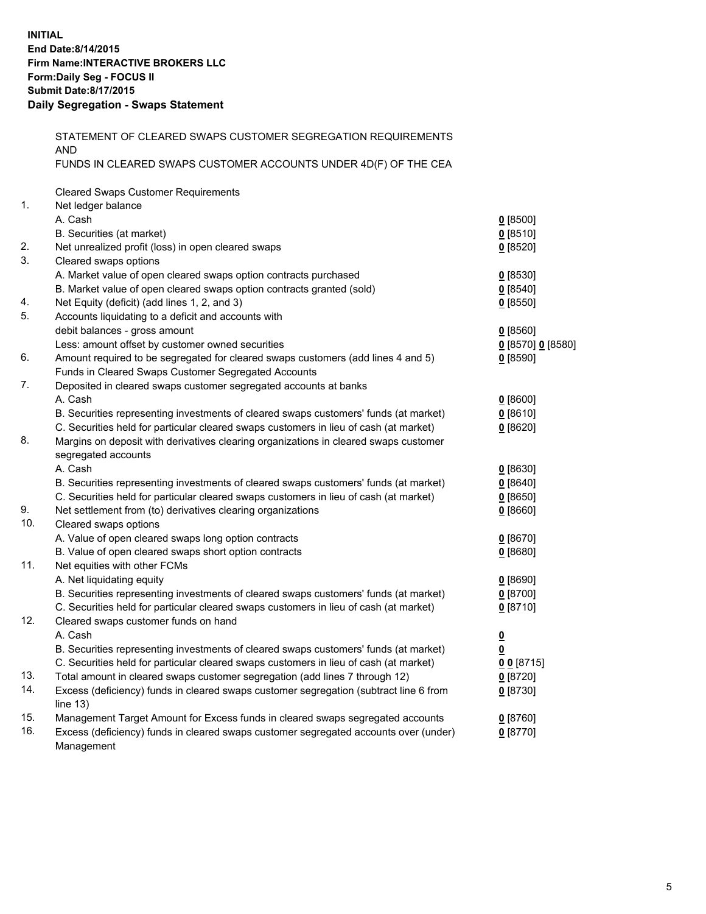**INITIAL**
**End Date:8/14/2015**
**Firm Name:INTERACTIVE BROKERS LLC**
**Form:Daily Seg - FOCUS II**
**Submit Date:8/17/2015**
**Daily Segregation - Swaps Statement**

STATEMENT OF CLEARED SWAPS CUSTOMER SEGREGATION REQUIREMENTS AND FUNDS IN CLEARED SWAPS CUSTOMER ACCOUNTS UNDER 4D(F) OF THE CEA

| | | |
|---|---|---|
| | Cleared Swaps Customer Requirements | |
| 1. | Net ledger balance | |
| | A. Cash | 0 [8500] |
| | B. Securities (at market) | 0 [8510] |
| 2. | Net unrealized profit (loss) in open cleared swaps | 0 [8520] |
| 3. | Cleared swaps options | |
| | A. Market value of open cleared swaps option contracts purchased | 0 [8530] |
| | B. Market value of open cleared swaps option contracts granted (sold) | 0 [8540] |
| 4. | Net Equity (deficit) (add lines 1, 2, and 3) | 0 [8550] |
| 5. | Accounts liquidating to a deficit and accounts with debit balances - gross amount | 0 [8560] |
| | Less: amount offset by customer owned securities | 0 [8570] 0 [8580] |
| 6. | Amount required to be segregated for cleared swaps customers (add lines 4 and 5) | 0 [8590] |
| | Funds in Cleared Swaps Customer Segregated Accounts | |
| 7. | Deposited in cleared swaps customer segregated accounts at banks | |
| | A. Cash | 0 [8600] |
| | B. Securities representing investments of cleared swaps customers' funds (at market) | 0 [8610] |
| | C. Securities held for particular cleared swaps customers in lieu of cash (at market) | 0 [8620] |
| 8. | Margins on deposit with derivatives clearing organizations in cleared swaps customer segregated accounts | |
| | A. Cash | 0 [8630] |
| | B. Securities representing investments of cleared swaps customers' funds (at market) | 0 [8640] |
| | C. Securities held for particular cleared swaps customers in lieu of cash (at market) | 0 [8650] |
| 9. | Net settlement from (to) derivatives clearing organizations | 0 [8660] |
| 10. | Cleared swaps options | |
| | A. Value of open cleared swaps long option contracts | 0 [8670] |
| | B. Value of open cleared swaps short option contracts | 0 [8680] |
| 11. | Net equities with other FCMs | |
| | A. Net liquidating equity | 0 [8690] |
| | B. Securities representing investments of cleared swaps customers' funds (at market) | 0 [8700] |
| | C. Securities held for particular cleared swaps customers in lieu of cash (at market) | 0 [8710] |
| 12. | Cleared swaps customer funds on hand | |
| | A. Cash | 0 |
| | B. Securities representing investments of cleared swaps customers' funds (at market) | 0 |
| | C. Securities held for particular cleared swaps customers in lieu of cash (at market) | 0 0 [8715] |
| 13. | Total amount in cleared swaps customer segregation (add lines 7 through 12) | 0 [8720] |
| 14. | Excess (deficiency) funds in cleared swaps customer segregation (subtract line 6 from line 13) | 0 [8730] |
| 15. | Management Target Amount for Excess funds in cleared swaps segregated accounts | 0 [8760] |
| 16. | Excess (deficiency) funds in cleared swaps customer segregated accounts over (under) Management | 0 [8770] |